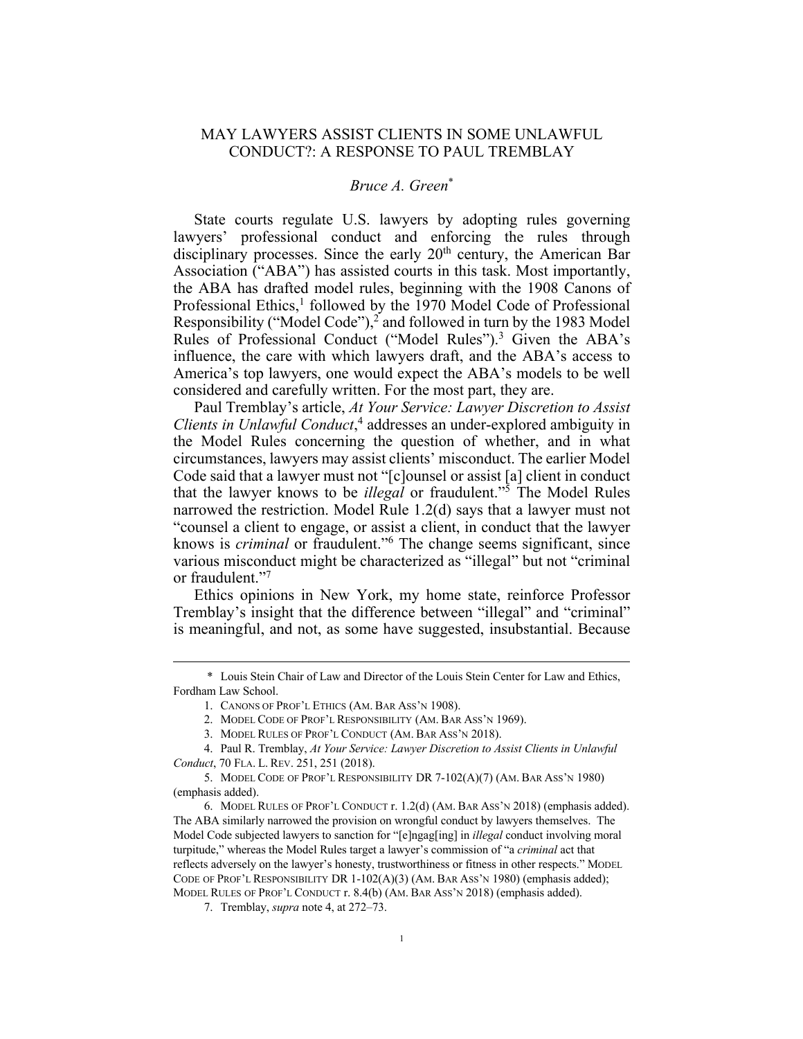# MAY LAWYERS ASSIST CLIENTS IN SOME UNLAWFUL CONDUCT?: A RESPONSE TO PAUL TREMBLAY

*Bruce A. Green*[*]

State courts regulate U.S. lawyers by adopting rules governing lawyers' professional conduct and enforcing the rules through disciplinary processes. Since the early 20th century, the American Bar Association ("ABA") has assisted courts in this task. Most importantly, the ABA has drafted model rules, beginning with the 1908 Canons of Professional Ethics,[1] followed by the 1970 Model Code of Professional Responsibility ("Model Code"),[2] and followed in turn by the 1983 Model Rules of Professional Conduct ("Model Rules").[3] Given the ABA's influence, the care with which lawyers draft, and the ABA's access to America's top lawyers, one would expect the ABA's models to be well considered and carefully written. For the most part, they are.

Paul Tremblay's article, *At Your Service: Lawyer Discretion to Assist Clients in Unlawful Conduct*,[4] addresses an under-explored ambiguity in the Model Rules concerning the question of whether, and in what circumstances, lawyers may assist clients' misconduct. The earlier Model Code said that a lawyer must not "[c]ounsel or assist [a] client in conduct that the lawyer knows to be *illegal* or fraudulent."[5] The Model Rules narrowed the restriction. Model Rule 1.2(d) says that a lawyer must not "counsel a client to engage, or assist a client, in conduct that the lawyer knows is *criminal* or fraudulent."[6] The change seems significant, since various misconduct might be characterized as "illegal" but not "criminal or fraudulent."[7]

Ethics opinions in New York, my home state, reinforce Professor Tremblay's insight that the difference between "illegal" and "criminal" is meaningful, and not, as some have suggested, insubstantial. Because

---

\* Louis Stein Chair of Law and Director of the Louis Stein Center for Law and Ethics, Fordham Law School.

1. CANONS OF PROF'L ETHICS (AM. BAR ASS'N 1908).

2. MODEL CODE OF PROF'L RESPONSIBILITY (AM. BAR ASS'N 1969).

3. MODEL RULES OF PROF'L CONDUCT (AM. BAR ASS'N 2018).

4. Paul R. Tremblay, *At Your Service: Lawyer Discretion to Assist Clients in Unlawful Conduct*, 70 FLA. L. REV. 251, 251 (2018).

5. MODEL CODE OF PROF'L RESPONSIBILITY DR 7-102(A)(7) (AM. BAR ASS'N 1980) (emphasis added).

6. MODEL RULES OF PROF'L CONDUCT r. 1.2(d) (AM. BAR ASS'N 2018) (emphasis added). The ABA similarly narrowed the provision on wrongful conduct by lawyers themselves. The Model Code subjected lawyers to sanction for "[e]ngag[ing] in *illegal* conduct involving moral turpitude," whereas the Model Rules target a lawyer's commission of "a *criminal* act that reflects adversely on the lawyer's honesty, trustworthiness or fitness in other respects." MODEL CODE OF PROF'L RESPONSIBILITY DR 1-102(A)(3) (AM. BAR ASS'N 1980) (emphasis added); MODEL RULES OF PROF'L CONDUCT r. 8.4(b) (AM. BAR ASS'N 2018) (emphasis added).

7. Tremblay, *supra* note 4, at 272–73.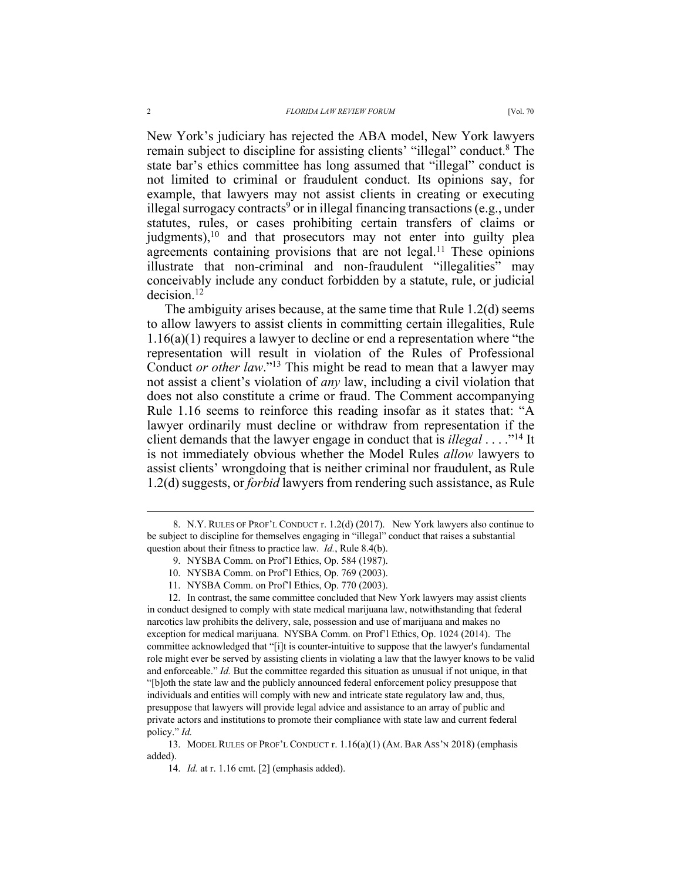New York's judiciary has rejected the ABA model, New York lawyers remain subject to discipline for assisting clients' "illegal" conduct.[8] The state bar's ethics committee has long assumed that "illegal" conduct is not limited to criminal or fraudulent conduct. Its opinions say, for example, that lawyers may not assist clients in creating or executing illegal surrogacy contracts[9] or in illegal financing transactions (e.g., under statutes, rules, or cases prohibiting certain transfers of claims or judgments),[10] and that prosecutors may not enter into guilty plea agreements containing provisions that are not legal.[11] These opinions illustrate that non-criminal and non-fraudulent "illegalities" may conceivably include any conduct forbidden by a statute, rule, or judicial decision.[12]

The ambiguity arises because, at the same time that Rule 1.2(d) seems to allow lawyers to assist clients in committing certain illegalities, Rule 1.16(a)(1) requires a lawyer to decline or end a representation where "the representation will result in violation of the Rules of Professional Conduct *or other law*."[13] This might be read to mean that a lawyer may not assist a client's violation of *any* law, including a civil violation that does not also constitute a crime or fraud. The Comment accompanying Rule 1.16 seems to reinforce this reading insofar as it states that: "A lawyer ordinarily must decline or withdraw from representation if the client demands that the lawyer engage in conduct that is *illegal* . . . ."[14] It is not immediately obvious whether the Model Rules *allow* lawyers to assist clients' wrongdoing that is neither criminal nor fraudulent, as Rule 1.2(d) suggests, or *forbid* lawyers from rendering such assistance, as Rule

---

8. N.Y. RULES OF PROF'L CONDUCT r. 1.2(d) (2017). New York lawyers also continue to be subject to discipline for themselves engaging in "illegal" conduct that raises a substantial question about their fitness to practice law. *Id.*, Rule 8.4(b).

9. NYSBA Comm. on Prof'l Ethics, Op. 584 (1987).

10. NYSBA Comm. on Prof'l Ethics, Op. 769 (2003).

11. NYSBA Comm. on Prof'l Ethics, Op. 770 (2003).

12. In contrast, the same committee concluded that New York lawyers may assist clients in conduct designed to comply with state medical marijuana law, notwithstanding that federal narcotics law prohibits the delivery, sale, possession and use of marijuana and makes no exception for medical marijuana. NYSBA Comm. on Prof'l Ethics, Op. 1024 (2014). The committee acknowledged that "[i]t is counter-intuitive to suppose that the lawyer's fundamental role might ever be served by assisting clients in violating a law that the lawyer knows to be valid and enforceable." *Id.* But the committee regarded this situation as unusual if not unique, in that "[b]oth the state law and the publicly announced federal enforcement policy presuppose that individuals and entities will comply with new and intricate state regulatory law and, thus, presuppose that lawyers will provide legal advice and assistance to an array of public and private actors and institutions to promote their compliance with state law and current federal policy." *Id.*

13. MODEL RULES OF PROF'L CONDUCT r. 1.16(a)(1) (AM. BAR ASS'N 2018) (emphasis added).

14. *Id.* at r. 1.16 cmt. [2] (emphasis added).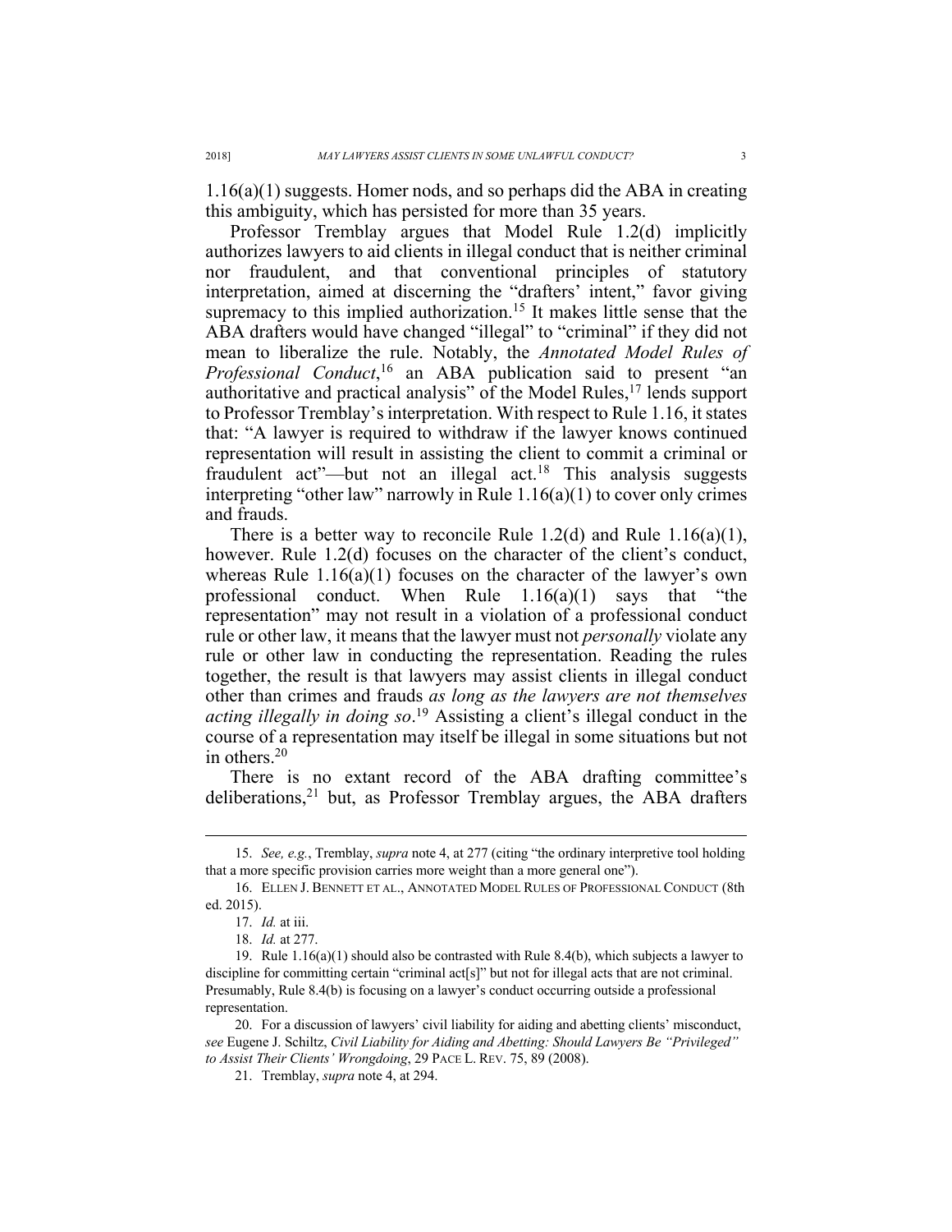1.16(a)(1) suggests. Homer nods, and so perhaps did the ABA in creating this ambiguity, which has persisted for more than 35 years.

Professor Tremblay argues that Model Rule 1.2(d) implicitly authorizes lawyers to aid clients in illegal conduct that is neither criminal nor fraudulent, and that conventional principles of statutory interpretation, aimed at discerning the "drafters' intent," favor giving supremacy to this implied authorization.[15] It makes little sense that the ABA drafters would have changed "illegal" to "criminal" if they did not mean to liberalize the rule. Notably, the *Annotated Model Rules of Professional Conduct*,[16] an ABA publication said to present "an authoritative and practical analysis" of the Model Rules,[17] lends support to Professor Tremblay's interpretation. With respect to Rule 1.16, it states that: "A lawyer is required to withdraw if the lawyer knows continued representation will result in assisting the client to commit a criminal or fraudulent act"—but not an illegal act.[18] This analysis suggests interpreting "other law" narrowly in Rule 1.16(a)(1) to cover only crimes and frauds.

There is a better way to reconcile Rule 1.2(d) and Rule 1.16(a)(1), however. Rule 1.2(d) focuses on the character of the client's conduct, whereas Rule 1.16(a)(1) focuses on the character of the lawyer's own professional conduct. When Rule 1.16(a)(1) says that "the representation" may not result in a violation of a professional conduct rule or other law, it means that the lawyer must not *personally* violate any rule or other law in conducting the representation. Reading the rules together, the result is that lawyers may assist clients in illegal conduct other than crimes and frauds *as long as the lawyers are not themselves acting illegally in doing so*.[19] Assisting a client's illegal conduct in the course of a representation may itself be illegal in some situations but not in others.[20]

There is no extant record of the ABA drafting committee's deliberations,[21] but, as Professor Tremblay argues, the ABA drafters

---

15. *See, e.g.*, Tremblay, *supra* note 4, at 277 (citing "the ordinary interpretive tool holding that a more specific provision carries more weight than a more general one").

16. ELLEN J. BENNETT ET AL., ANNOTATED MODEL RULES OF PROFESSIONAL CONDUCT (8th ed. 2015).

17. *Id.* at iii.

18. *Id.* at 277.

19. Rule 1.16(a)(1) should also be contrasted with Rule 8.4(b), which subjects a lawyer to discipline for committing certain "criminal act[s]" but not for illegal acts that are not criminal. Presumably, Rule 8.4(b) is focusing on a lawyer's conduct occurring outside a professional representation.

20. For a discussion of lawyers' civil liability for aiding and abetting clients' misconduct, *see* Eugene J. Schiltz, *Civil Liability for Aiding and Abetting: Should Lawyers Be "Privileged" to Assist Their Clients' Wrongdoing*, 29 PACE L. REV. 75, 89 (2008).

21. Tremblay, *supra* note 4, at 294.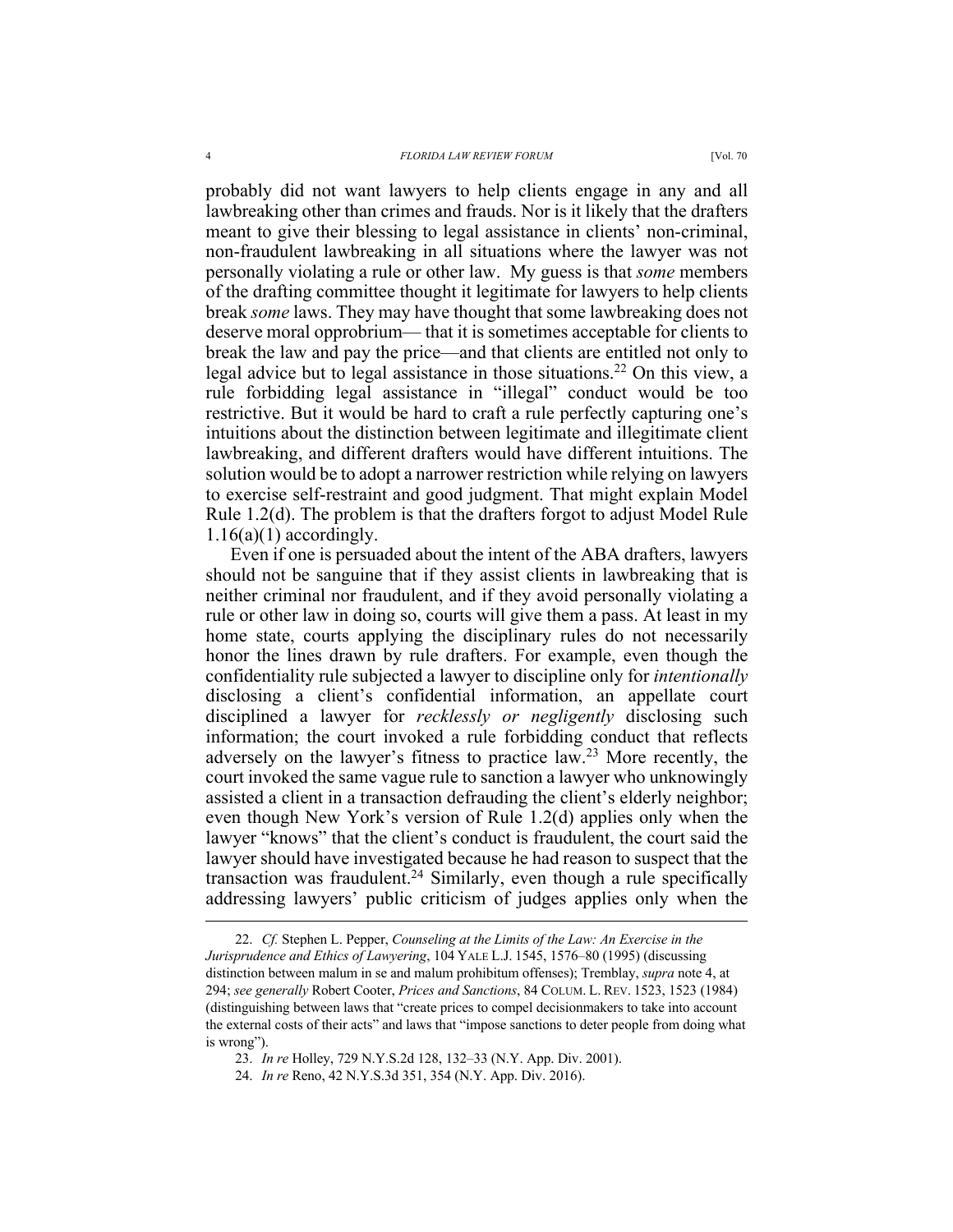probably did not want lawyers to help clients engage in any and all lawbreaking other than crimes and frauds. Nor is it likely that the drafters meant to give their blessing to legal assistance in clients' non-criminal, non-fraudulent lawbreaking in all situations where the lawyer was not personally violating a rule or other law. My guess is that *some* members of the drafting committee thought it legitimate for lawyers to help clients break *some* laws. They may have thought that some lawbreaking does not deserve moral opprobrium— that it is sometimes acceptable for clients to break the law and pay the price—and that clients are entitled not only to legal advice but to legal assistance in those situations.[22] On this view, a rule forbidding legal assistance in "illegal" conduct would be too restrictive. But it would be hard to craft a rule perfectly capturing one's intuitions about the distinction between legitimate and illegitimate client lawbreaking, and different drafters would have different intuitions. The solution would be to adopt a narrower restriction while relying on lawyers to exercise self-restraint and good judgment. That might explain Model Rule 1.2(d). The problem is that the drafters forgot to adjust Model Rule 1.16(a)(1) accordingly.

Even if one is persuaded about the intent of the ABA drafters, lawyers should not be sanguine that if they assist clients in lawbreaking that is neither criminal nor fraudulent, and if they avoid personally violating a rule or other law in doing so, courts will give them a pass. At least in my home state, courts applying the disciplinary rules do not necessarily honor the lines drawn by rule drafters. For example, even though the confidentiality rule subjected a lawyer to discipline only for *intentionally* disclosing a client's confidential information, an appellate court disciplined a lawyer for *recklessly or negligently* disclosing such information; the court invoked a rule forbidding conduct that reflects adversely on the lawyer's fitness to practice law.[23] More recently, the court invoked the same vague rule to sanction a lawyer who unknowingly assisted a client in a transaction defrauding the client's elderly neighbor; even though New York's version of Rule 1.2(d) applies only when the lawyer "knows" that the client's conduct is fraudulent, the court said the lawyer should have investigated because he had reason to suspect that the transaction was fraudulent.[24] Similarly, even though a rule specifically addressing lawyers' public criticism of judges applies only when the

---

22. *Cf.* Stephen L. Pepper, *Counseling at the Limits of the Law: An Exercise in the Jurisprudence and Ethics of Lawyering*, 104 YALE L.J. 1545, 1576–80 (1995) (discussing distinction between malum in se and malum prohibitum offenses); Tremblay, *supra* note 4, at 294; *see generally* Robert Cooter, *Prices and Sanctions*, 84 COLUM. L. REV. 1523, 1523 (1984) (distinguishing between laws that "create prices to compel decisionmakers to take into account the external costs of their acts" and laws that "impose sanctions to deter people from doing what is wrong").

23. *In re* Holley, 729 N.Y.S.2d 128, 132–33 (N.Y. App. Div. 2001).

24. *In re* Reno, 42 N.Y.S.3d 351, 354 (N.Y. App. Div. 2016).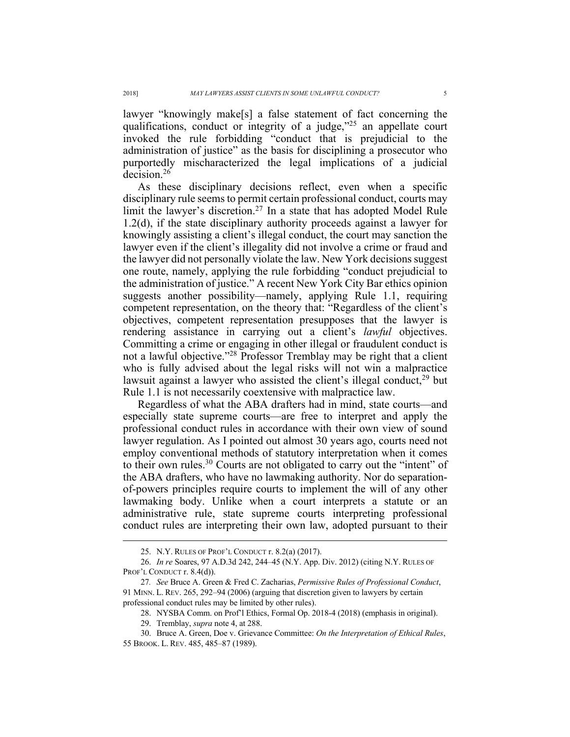lawyer "knowingly make[s] a false statement of fact concerning the qualifications, conduct or integrity of a judge,"[25] an appellate court invoked the rule forbidding "conduct that is prejudicial to the administration of justice" as the basis for disciplining a prosecutor who purportedly mischaracterized the legal implications of a judicial decision.[26]

As these disciplinary decisions reflect, even when a specific disciplinary rule seems to permit certain professional conduct, courts may limit the lawyer's discretion.[27] In a state that has adopted Model Rule 1.2(d), if the state disciplinary authority proceeds against a lawyer for knowingly assisting a client's illegal conduct, the court may sanction the lawyer even if the client's illegality did not involve a crime or fraud and the lawyer did not personally violate the law. New York decisions suggest one route, namely, applying the rule forbidding "conduct prejudicial to the administration of justice." A recent New York City Bar ethics opinion suggests another possibility—namely, applying Rule 1.1, requiring competent representation, on the theory that: "Regardless of the client's objectives, competent representation presupposes that the lawyer is rendering assistance in carrying out a client's *lawful* objectives. Committing a crime or engaging in other illegal or fraudulent conduct is not a lawful objective."[28] Professor Tremblay may be right that a client who is fully advised about the legal risks will not win a malpractice lawsuit against a lawyer who assisted the client's illegal conduct,[29] but Rule 1.1 is not necessarily coextensive with malpractice law.

Regardless of what the ABA drafters had in mind, state courts—and especially state supreme courts—are free to interpret and apply the professional conduct rules in accordance with their own view of sound lawyer regulation. As I pointed out almost 30 years ago, courts need not employ conventional methods of statutory interpretation when it comes to their own rules.[30] Courts are not obligated to carry out the "intent" of the ABA drafters, who have no lawmaking authority. Nor do separation-of-powers principles require courts to implement the will of any other lawmaking body. Unlike when a court interprets a statute or an administrative rule, state supreme courts interpreting professional conduct rules are interpreting their own law, adopted pursuant to their

---

25. N.Y. RULES OF PROF'L CONDUCT r. 8.2(a) (2017).

26. *In re* Soares, 97 A.D.3d 242, 244–45 (N.Y. App. Div. 2012) (citing N.Y. RULES OF PROF'L CONDUCT r. 8.4(d)).

27. *See* Bruce A. Green & Fred C. Zacharias, *Permissive Rules of Professional Conduct*, 91 MINN. L. REV. 265, 292–94 (2006) (arguing that discretion given to lawyers by certain professional conduct rules may be limited by other rules).

28. NYSBA Comm. on Prof'l Ethics, Formal Op. 2018-4 (2018) (emphasis in original).

29. Tremblay, *supra* note 4, at 288.

30. Bruce A. Green, Doe v. Grievance Committee: *On the Interpretation of Ethical Rules*, 55 BROOK. L. REV. 485, 485–87 (1989).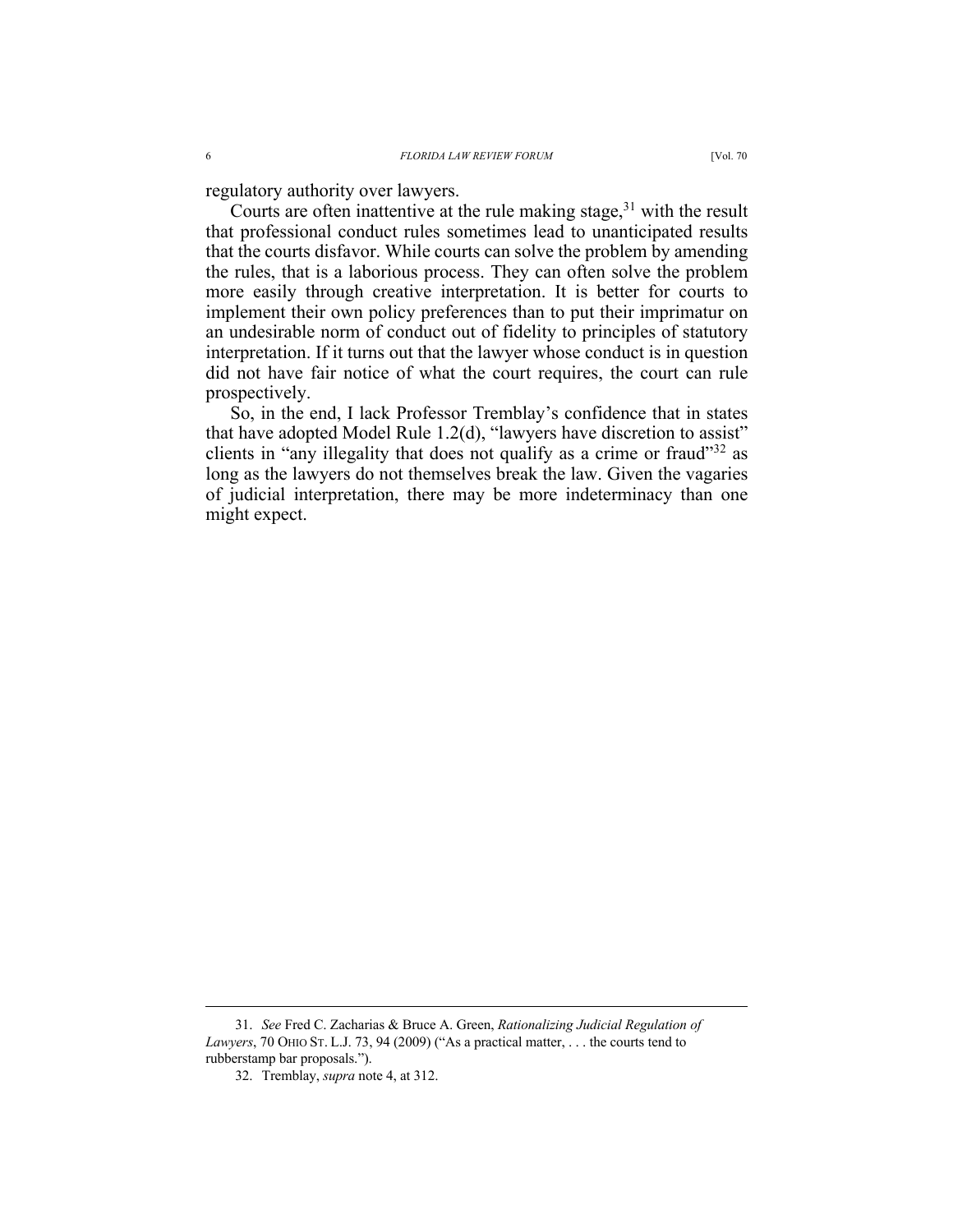regulatory authority over lawyers.

Courts are often inattentive at the rule making stage,[31] with the result that professional conduct rules sometimes lead to unanticipated results that the courts disfavor. While courts can solve the problem by amending the rules, that is a laborious process. They can often solve the problem more easily through creative interpretation. It is better for courts to implement their own policy preferences than to put their imprimatur on an undesirable norm of conduct out of fidelity to principles of statutory interpretation. If it turns out that the lawyer whose conduct is in question did not have fair notice of what the court requires, the court can rule prospectively.

So, in the end, I lack Professor Tremblay's confidence that in states that have adopted Model Rule 1.2(d), "lawyers have discretion to assist" clients in "any illegality that does not qualify as a crime or fraud"[32] as long as the lawyers do not themselves break the law. Given the vagaries of judicial interpretation, there may be more indeterminacy than one might expect.

---

31. *See* Fred C. Zacharias & Bruce A. Green, *Rationalizing Judicial Regulation of Lawyers*, 70 OHIO ST. L.J. 73, 94 (2009) ("As a practical matter, . . . the courts tend to rubberstamp bar proposals.").

32. Tremblay, *supra* note 4, at 312.